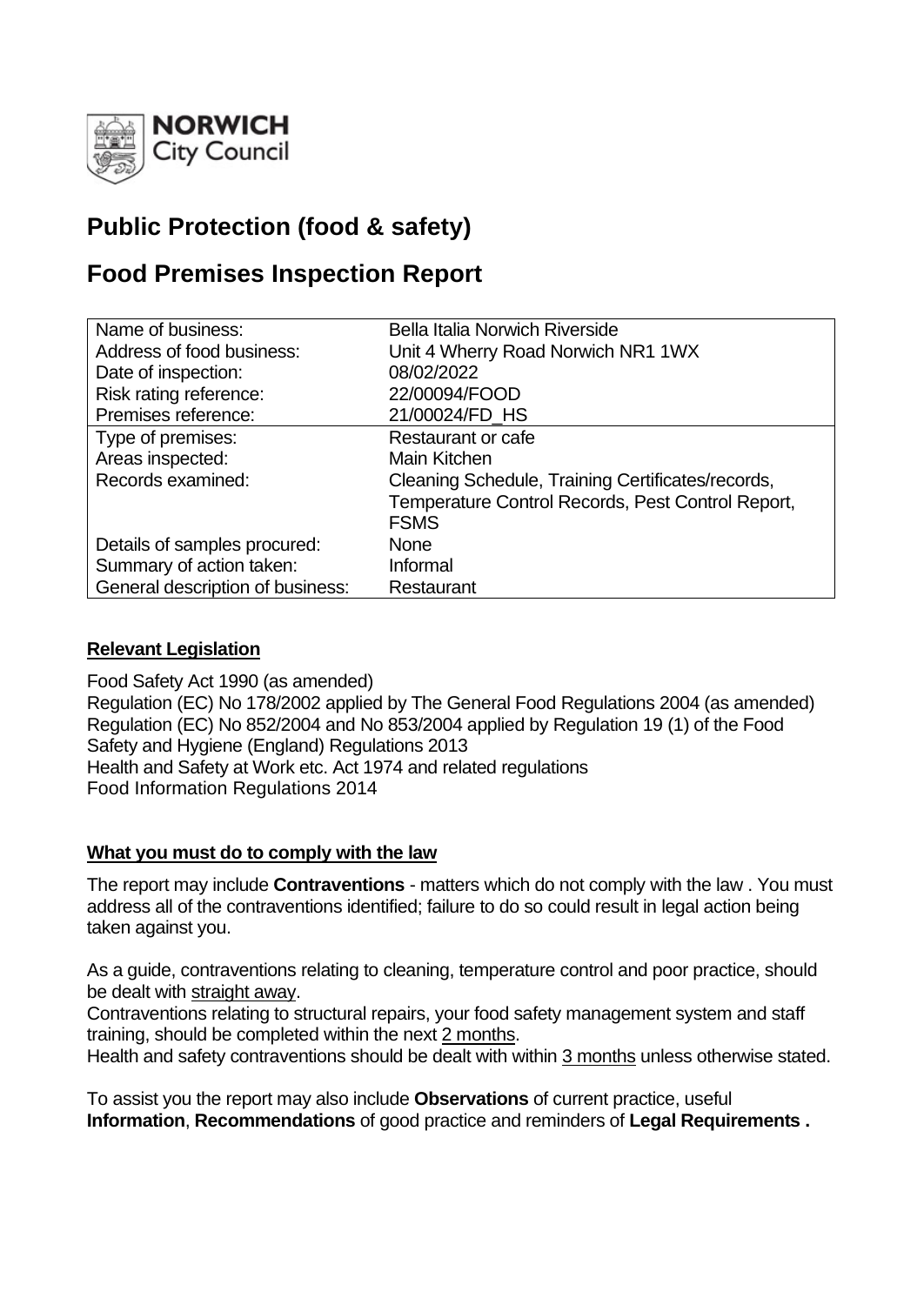NORWICH City Council

# Public Protection (food & safety)

# Food Premises Inspection Report

| Name of business: | Bella Italia Norwich Riverside |
|---|---|
| Address of food business: | Unit 4 Wherry Road Norwich NR1 1WX |
| Date of inspection: | 08/02/2022 |
| Risk rating reference: | 22/00094/FOOD |
| Premises reference: | 21/00024/FD_HS |
| Type of premises: | Restaurant or cafe |
| Areas inspected: | Main Kitchen |
| Records examined: | Cleaning Schedule, Training Certificates/records, Temperature Control Records, Pest Control Report, FSMS |
| Details of samples procured: | None |
| Summary of action taken: | Informal |
| General description of business: | Restaurant |

**Relevant Legislation**

Food Safety Act 1990 (as amended)
Regulation (EC) No 178/2002 applied by The General Food Regulations 2004 (as amended)
Regulation (EC) No 852/2004 and No 853/2004 applied by Regulation 19 (1) of the Food Safety and Hygiene (England) Regulations 2013
Health and Safety at Work etc. Act 1974 and related regulations
Food Information Regulations 2014

**What you must do to comply with the law**

The report may include **Contraventions** - matters which do not comply with the law . You must address all of the contraventions identified; failure to do so could result in legal action being taken against you.

As a guide, contraventions relating to cleaning, temperature control and poor practice, should be dealt with straight away.
Contraventions relating to structural repairs, your food safety management system and staff training, should be completed within the next 2 months.
Health and safety contraventions should be dealt with within 3 months unless otherwise stated.

To assist you the report may also include **Observations** of current practice, useful **Information**, **Recommendations** of good practice and reminders of **Legal Requirements .**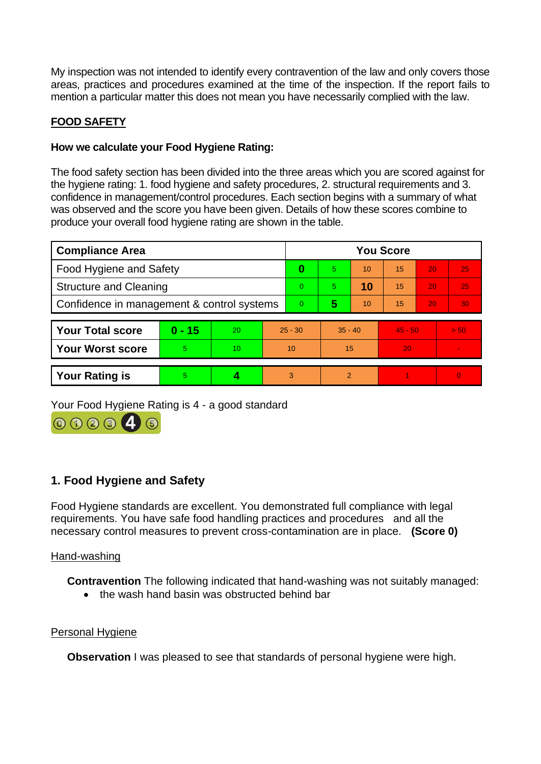My inspection was not intended to identify every contravention of the law and only covers those areas, practices and procedures examined at the time of the inspection. If the report fails to mention a particular matter this does not mean you have necessarily complied with the law.

**FOOD SAFETY**

**How we calculate your Food Hygiene Rating:**

The food safety section has been divided into the three areas which you are scored against for the hygiene rating: 1. food hygiene and safety procedures, 2. structural requirements and 3. confidence in management/control procedures. Each section begins with a summary of what was observed and the score you have been given. Details of how these scores combine to produce your overall food hygiene rating are shown in the table.

| Compliance Area | You Score | | | | | |
|---|---|---|---|---|---|---|
| Food Hygiene and Safety | **0** | 5 | 10 | 15 | 20 | 25 |
| Structure and Cleaning | 0 | 5 | **10** | 15 | 20 | 25 |
| Confidence in management & control systems | 0 | **5** | 10 | 15 | 20 | 30 |

| | | | | | | |
|---|---|---|---|---|---|---|
| **Your Total score** | **0 - 15** | 20 | 25 - 30 | 35 - 40 | 45 - 50 | > 50 |
| **Your Worst score** | 5 | 10 | 10 | 15 | 20 | - |
| **Your Rating is** | 5 | **4** | 3 | 2 | 1 | 0 |

Your Food Hygiene Rating is 4 - a good standard

## 1. Food Hygiene and Safety

Food Hygiene standards are excellent. You demonstrated full compliance with legal requirements. You have safe food handling practices and procedures and all the necessary control measures to prevent cross-contamination are in place. **(Score 0)**

Hand-washing

**Contravention** The following indicated that hand-washing was not suitably managed:

- the wash hand basin was obstructed behind bar

Personal Hygiene

**Observation** I was pleased to see that standards of personal hygiene were high.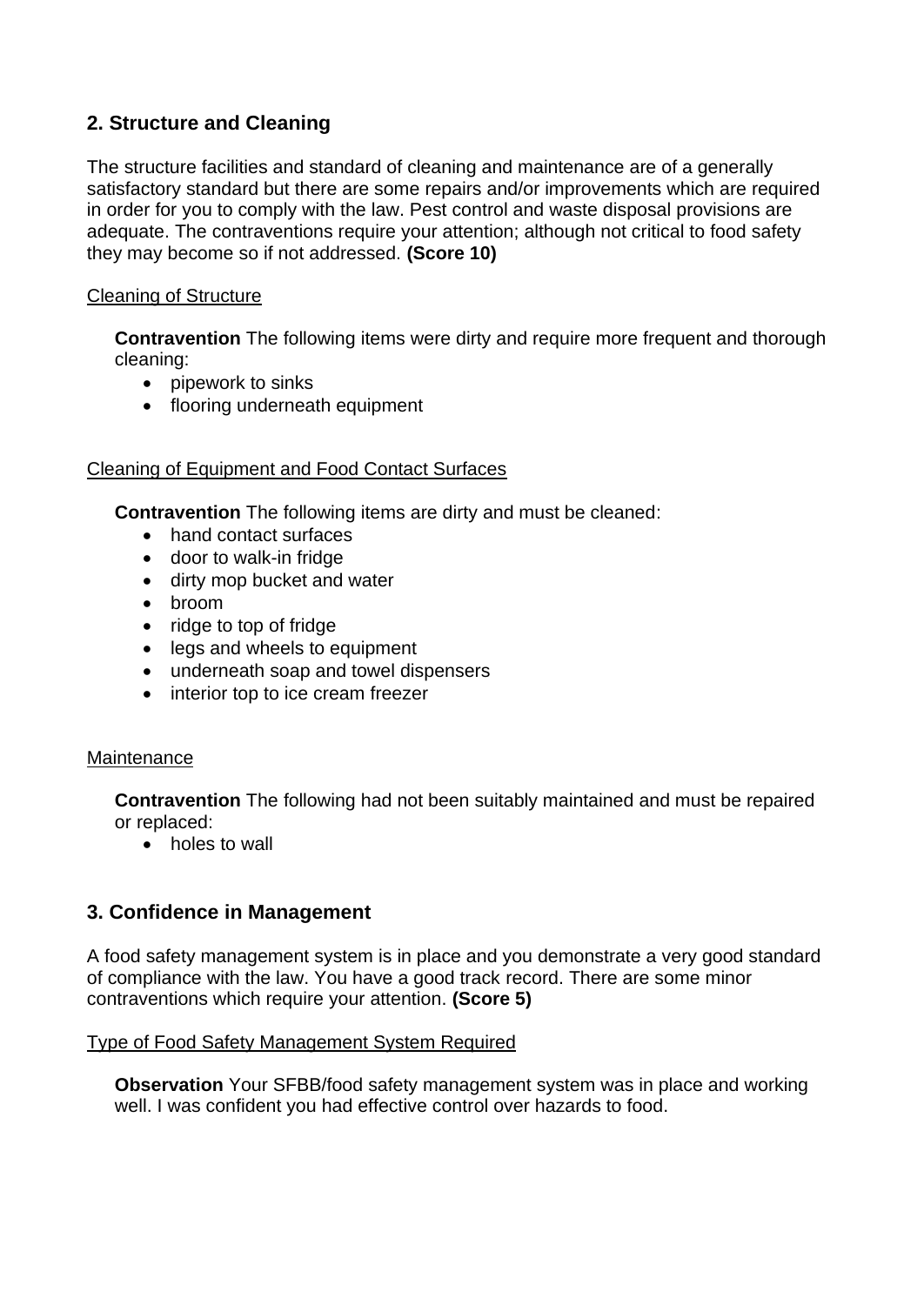## 2. Structure and Cleaning

The structure facilities and standard of cleaning and maintenance are of a generally satisfactory standard but there are some repairs and/or improvements which are required in order for you to comply with the law. Pest control and waste disposal provisions are adequate. The contraventions require your attention; although not critical to food safety they may become so if not addressed. **(Score 10)**

Cleaning of Structure

**Contravention** The following items were dirty and require more frequent and thorough cleaning:

- pipework to sinks
- flooring underneath equipment

Cleaning of Equipment and Food Contact Surfaces

**Contravention** The following items are dirty and must be cleaned:

- hand contact surfaces
- door to walk-in fridge
- dirty mop bucket and water
- broom
- ridge to top of fridge
- legs and wheels to equipment
- underneath soap and towel dispensers
- interior top to ice cream freezer

Maintenance

**Contravention** The following had not been suitably maintained and must be repaired or replaced:

- holes to wall

## 3. Confidence in Management

A food safety management system is in place and you demonstrate a very good standard of compliance with the law. You have a good track record. There are some minor contraventions which require your attention. **(Score 5)**

Type of Food Safety Management System Required

**Observation** Your SFBB/food safety management system was in place and working well. I was confident you had effective control over hazards to food.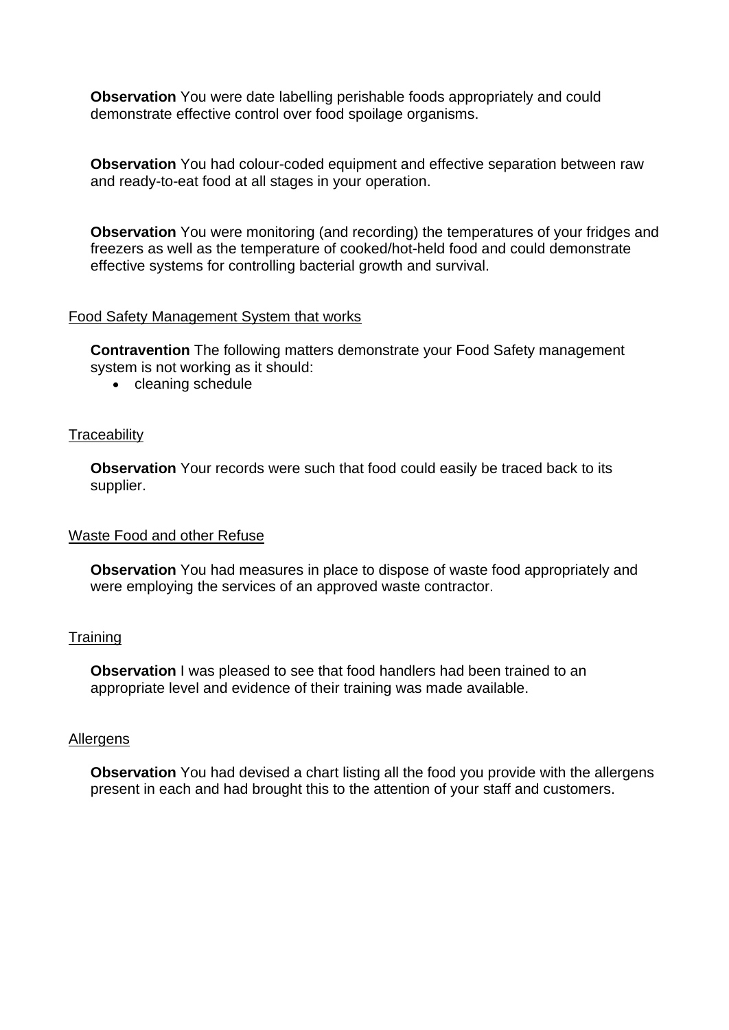**Observation** You were date labelling perishable foods appropriately and could demonstrate effective control over food spoilage organisms.

**Observation** You had colour-coded equipment and effective separation between raw and ready-to-eat food at all stages in your operation.

**Observation** You were monitoring (and recording) the temperatures of your fridges and freezers as well as the temperature of cooked/hot-held food and could demonstrate effective systems for controlling bacterial growth and survival.

<u>Food Safety Management System that works</u>

**Contravention** The following matters demonstrate your Food Safety management system is not working as it should:

- cleaning schedule

<u>Traceability</u>

**Observation** Your records were such that food could easily be traced back to its supplier.

<u>Waste Food and other Refuse</u>

**Observation** You had measures in place to dispose of waste food appropriately and were employing the services of an approved waste contractor.

<u>Training</u>

**Observation** I was pleased to see that food handlers had been trained to an appropriate level and evidence of their training was made available.

<u>Allergens</u>

**Observation** You had devised a chart listing all the food you provide with the allergens present in each and had brought this to the attention of your staff and customers.